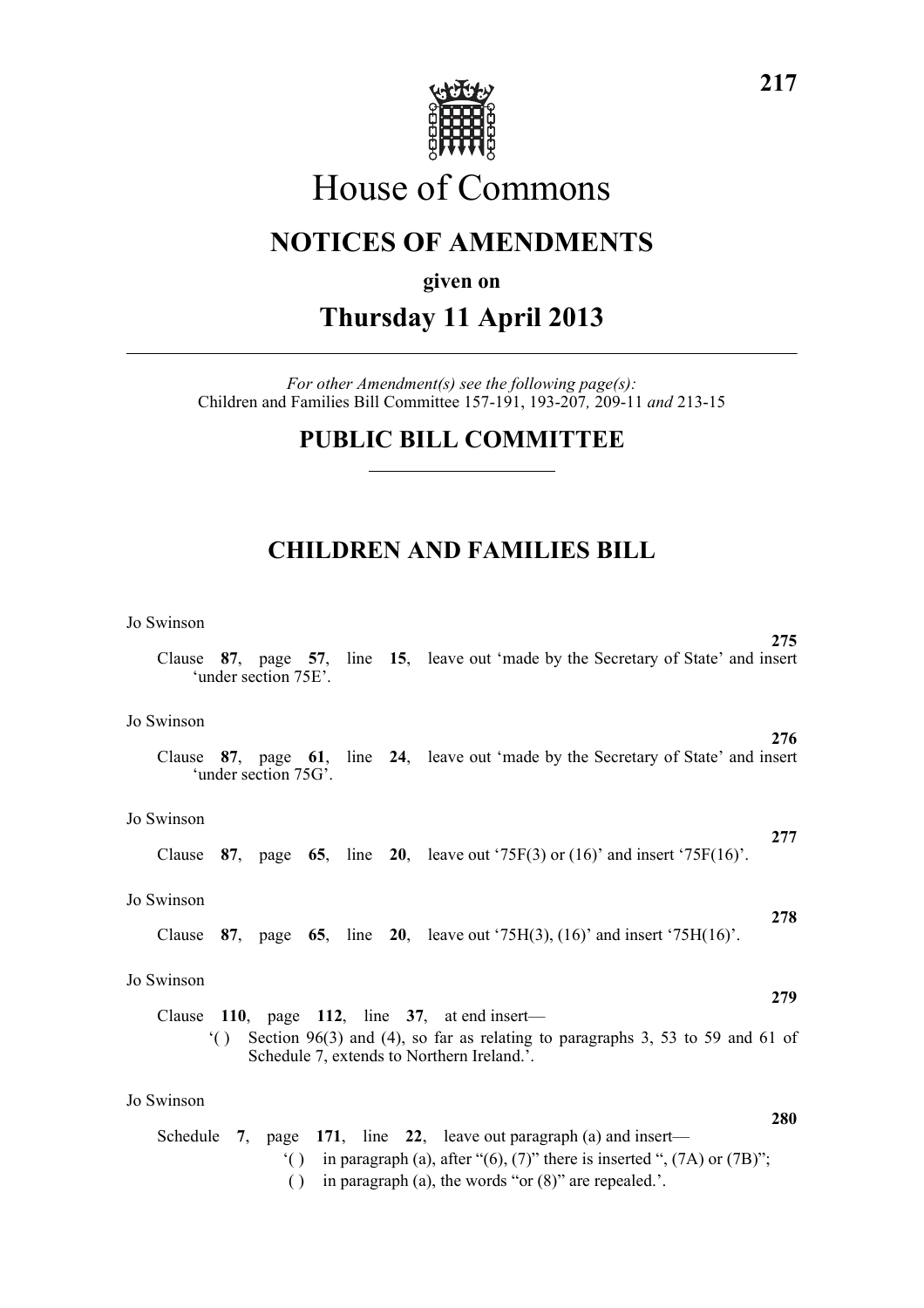# House of Commons

## NOTICES OF AMENDMENTS

**given on**

## Thursday 11 April 2013

*For other Amendment(s) see the following page(s):*
Children and Families Bill Committee 157-191, 193-207*,* 209-11 *and* 213-15

## PUBLIC BILL COMMITTEE

## CHILDREN AND FAMILIES BILL

Jo Swinson

**275**

Clause **87**, page **57**, line **15**, leave out 'made by the Secretary of State' and insert 'under section 75E'.

Jo Swinson

**276**

Clause **87**, page **61**, line **24**, leave out 'made by the Secretary of State' and insert 'under section 75G'.

Jo Swinson

**277**

Clause **87**, page **65**, line **20**, leave out '75F(3) or (16)' and insert '75F(16)'.

Jo Swinson

**278**

Clause **87**, page **65**, line **20**, leave out '75H(3), (16)' and insert '75H(16)'.

Jo Swinson

**279**

Clause **110**, page **112**, line **37**, at end insert—

'( ) Section 96(3) and (4), so far as relating to paragraphs 3, 53 to 59 and 61 of Schedule 7, extends to Northern Ireland.'.

Jo Swinson

**280**

Schedule **7**, page **171**, line **22**, leave out paragraph (a) and insert—

'( ) in paragraph (a), after "(6), (7)" there is inserted ", (7A) or (7B)";

( ) in paragraph (a), the words "or (8)" are repealed.'.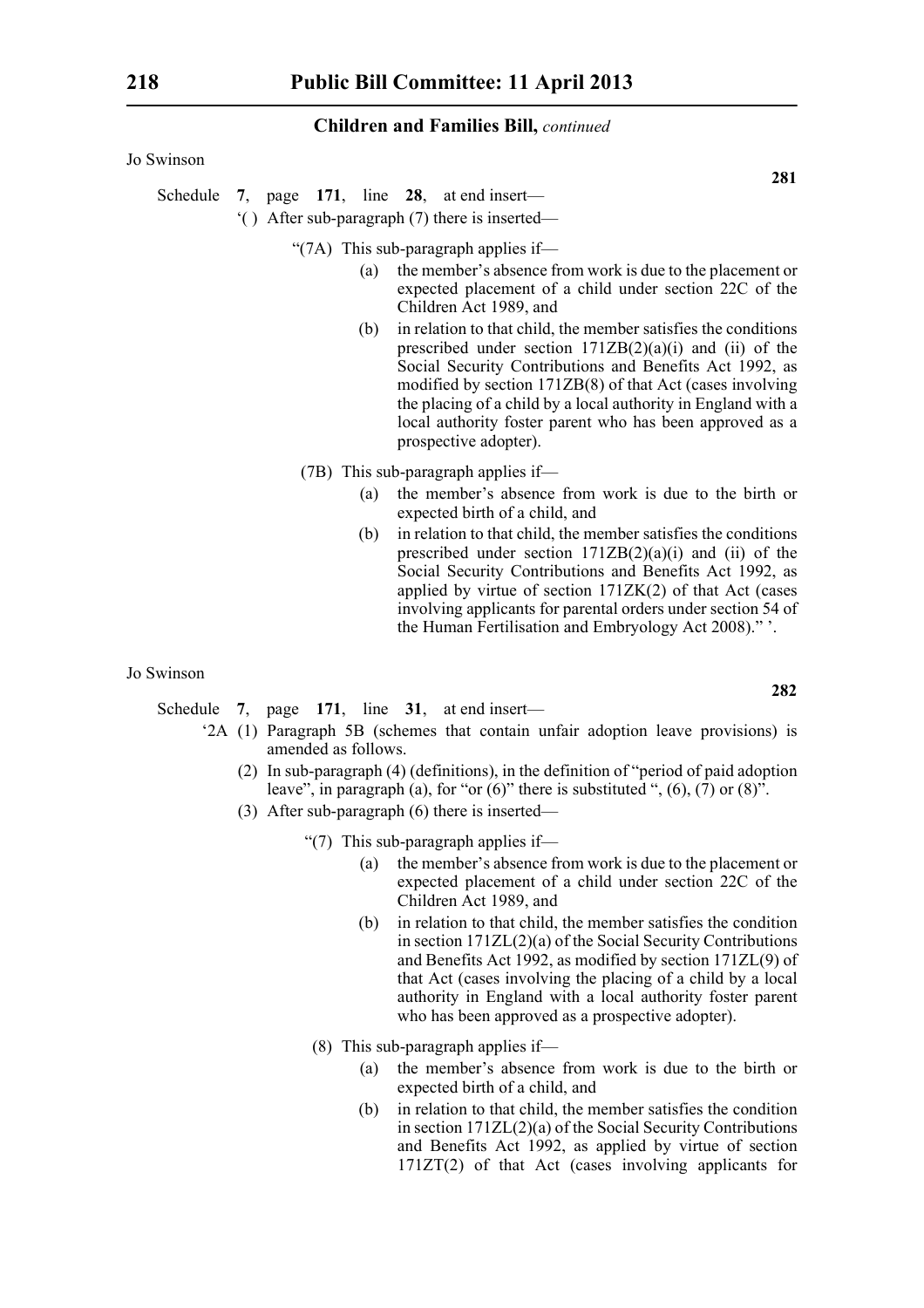**Children and Families Bill,** *continued*

Jo Swinson

**281**

Schedule **7**, page **171**, line **28**, at end insert—

'( ) After sub-paragraph (7) there is inserted—

"(7A) This sub-paragraph applies if—

(a) the member's absence from work is due to the placement or expected placement of a child under section 22C of the Children Act 1989, and

(b) in relation to that child, the member satisfies the conditions prescribed under section 171ZB(2)(a)(i) and (ii) of the Social Security Contributions and Benefits Act 1992, as modified by section 171ZB(8) of that Act (cases involving the placing of a child by a local authority in England with a local authority foster parent who has been approved as a prospective adopter).

(7B) This sub-paragraph applies if—

(a) the member's absence from work is due to the birth or expected birth of a child, and

(b) in relation to that child, the member satisfies the conditions prescribed under section 171ZB(2)(a)(i) and (ii) of the Social Security Contributions and Benefits Act 1992, as applied by virtue of section 171ZK(2) of that Act (cases involving applicants for parental orders under section 54 of the Human Fertilisation and Embryology Act 2008)." '.

Jo Swinson

**282**

Schedule **7**, page **171**, line **31**, at end insert—

'2A (1) Paragraph 5B (schemes that contain unfair adoption leave provisions) is amended as follows.

(2) In sub-paragraph (4) (definitions), in the definition of "period of paid adoption leave", in paragraph (a), for "or (6)" there is substituted ", (6), (7) or (8)".

(3) After sub-paragraph (6) there is inserted—

"(7) This sub-paragraph applies if—

(a) the member's absence from work is due to the placement or expected placement of a child under section 22C of the Children Act 1989, and

(b) in relation to that child, the member satisfies the condition in section 171ZL(2)(a) of the Social Security Contributions and Benefits Act 1992, as modified by section 171ZL(9) of that Act (cases involving the placing of a child by a local authority in England with a local authority foster parent who has been approved as a prospective adopter).

(8) This sub-paragraph applies if—

(a) the member's absence from work is due to the birth or expected birth of a child, and

(b) in relation to that child, the member satisfies the condition in section 171ZL(2)(a) of the Social Security Contributions and Benefits Act 1992, as applied by virtue of section 171ZT(2) of that Act (cases involving applicants for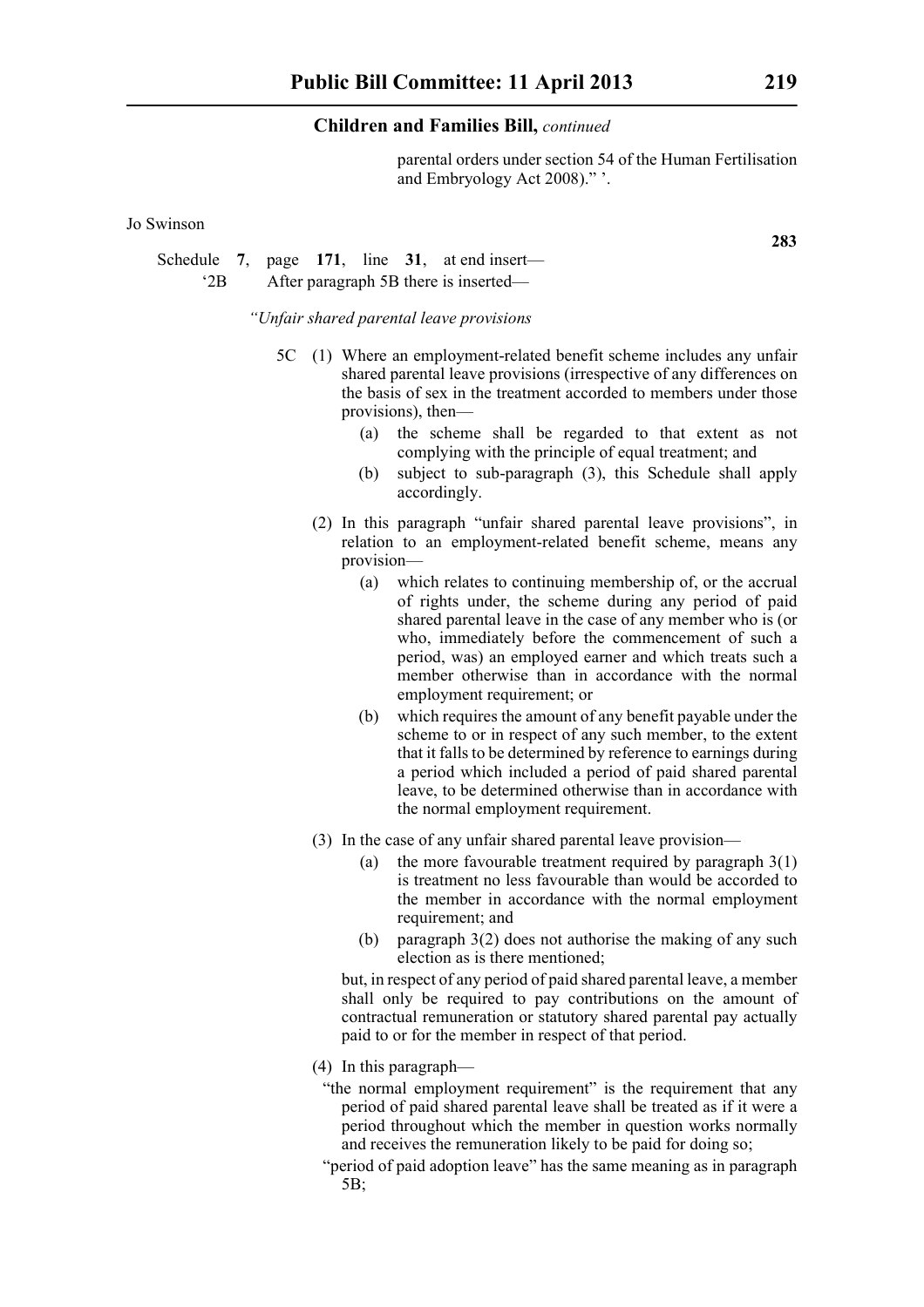parental orders under section 54 of the Human Fertilisation and Embryology Act 2008).” ’.

Jo Swinson

**283**

Schedule **7**, page **171**, line **31**, at end insert—

‘2B After paragraph 5B there is inserted—

*“Unfair shared parental leave provisions*

5C (1) Where an employment-related benefit scheme includes any unfair shared parental leave provisions (irrespective of any differences on the basis of sex in the treatment accorded to members under those provisions), then—

(a) the scheme shall be regarded to that extent as not complying with the principle of equal treatment; and

(b) subject to sub-paragraph (3), this Schedule shall apply accordingly.

(2) In this paragraph “unfair shared parental leave provisions”, in relation to an employment-related benefit scheme, means any provision—

(a) which relates to continuing membership of, or the accrual of rights under, the scheme during any period of paid shared parental leave in the case of any member who is (or who, immediately before the commencement of such a period, was) an employed earner and which treats such a member otherwise than in accordance with the normal employment requirement; or

(b) which requires the amount of any benefit payable under the scheme to or in respect of any such member, to the extent that it falls to be determined by reference to earnings during a period which included a period of paid shared parental leave, to be determined otherwise than in accordance with the normal employment requirement.

(3) In the case of any unfair shared parental leave provision—

(a) the more favourable treatment required by paragraph 3(1) is treatment no less favourable than would be accorded to the member in accordance with the normal employment requirement; and

(b) paragraph 3(2) does not authorise the making of any such election as is there mentioned;

but, in respect of any period of paid shared parental leave, a member shall only be required to pay contributions on the amount of contractual remuneration or statutory shared parental pay actually paid to or for the member in respect of that period.

(4) In this paragraph—

“the normal employment requirement” is the requirement that any period of paid shared parental leave shall be treated as if it were a period throughout which the member in question works normally and receives the remuneration likely to be paid for doing so;

“period of paid adoption leave” has the same meaning as in paragraph 5B;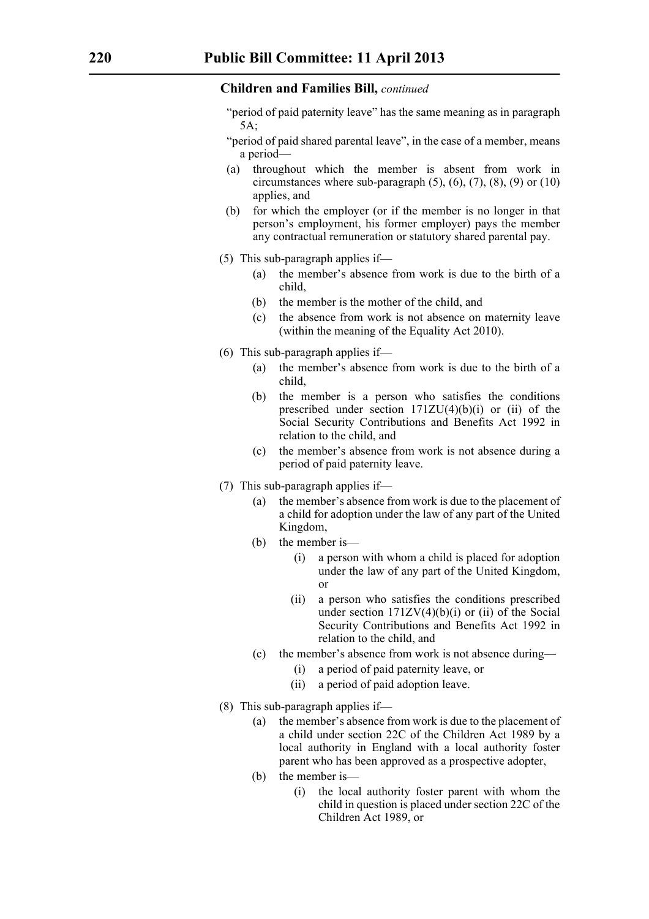**Children and Families Bill,** *continued*

"period of paid paternity leave" has the same meaning as in paragraph 5A;

"period of paid shared parental leave", in the case of a member, means a period—

(a) throughout which the member is absent from work in circumstances where sub-paragraph (5), (6), (7), (8), (9) or (10) applies, and

(b) for which the employer (or if the member is no longer in that person's employment, his former employer) pays the member any contractual remuneration or statutory shared parental pay.

(5) This sub-paragraph applies if—

- (a) the member's absence from work is due to the birth of a child,
- (b) the member is the mother of the child, and
- (c) the absence from work is not absence on maternity leave (within the meaning of the Equality Act 2010).

(6) This sub-paragraph applies if—

- (a) the member's absence from work is due to the birth of a child,
- (b) the member is a person who satisfies the conditions prescribed under section 171ZU(4)(b)(i) or (ii) of the Social Security Contributions and Benefits Act 1992 in relation to the child, and
- (c) the member's absence from work is not absence during a period of paid paternity leave.

(7) This sub-paragraph applies if—

- (a) the member's absence from work is due to the placement of a child for adoption under the law of any part of the United Kingdom,
- (b) the member is—
  - (i) a person with whom a child is placed for adoption under the law of any part of the United Kingdom, or
  - (ii) a person who satisfies the conditions prescribed under section 171ZV(4)(b)(i) or (ii) of the Social Security Contributions and Benefits Act 1992 in relation to the child, and
- (c) the member's absence from work is not absence during—
  - (i) a period of paid paternity leave, or
  - (ii) a period of paid adoption leave.

(8) This sub-paragraph applies if—

- (a) the member's absence from work is due to the placement of a child under section 22C of the Children Act 1989 by a local authority in England with a local authority foster parent who has been approved as a prospective adopter,
- (b) the member is—
  - (i) the local authority foster parent with whom the child in question is placed under section 22C of the Children Act 1989, or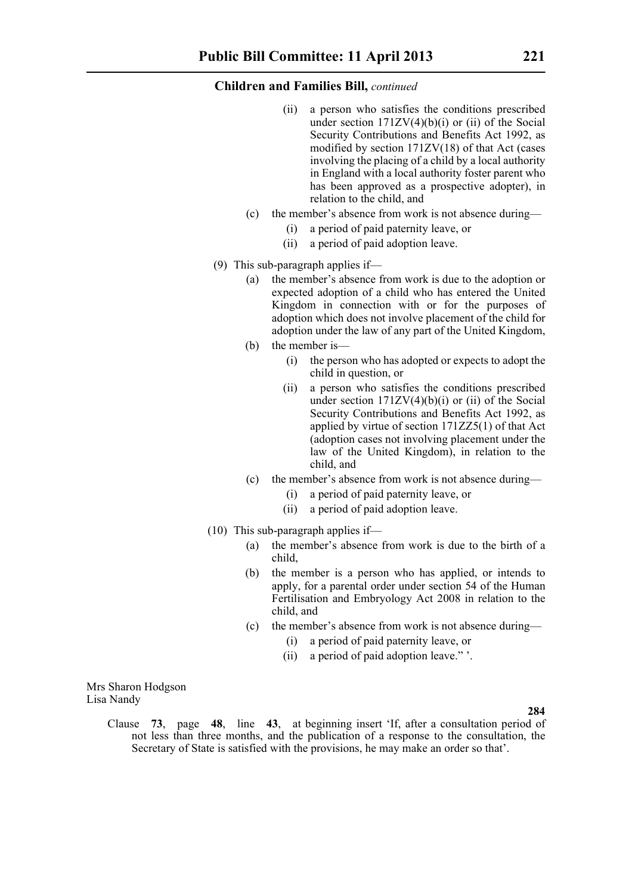**Children and Families Bill,** *continued*

(ii) a person who satisfies the conditions prescribed under section 171ZV(4)(b)(i) or (ii) of the Social Security Contributions and Benefits Act 1992, as modified by section 171ZV(18) of that Act (cases involving the placing of a child by a local authority in England with a local authority foster parent who has been approved as a prospective adopter), in relation to the child, and

(c) the member's absence from work is not absence during—

(i) a period of paid paternity leave, or

(ii) a period of paid adoption leave.

(9) This sub-paragraph applies if—

(a) the member's absence from work is due to the adoption or expected adoption of a child who has entered the United Kingdom in connection with or for the purposes of adoption which does not involve placement of the child for adoption under the law of any part of the United Kingdom,

(b) the member is—

(i) the person who has adopted or expects to adopt the child in question, or

(ii) a person who satisfies the conditions prescribed under section 171ZV(4)(b)(i) or (ii) of the Social Security Contributions and Benefits Act 1992, as applied by virtue of section 171ZZ5(1) of that Act (adoption cases not involving placement under the law of the United Kingdom), in relation to the child, and

(c) the member's absence from work is not absence during—

(i) a period of paid paternity leave, or

(ii) a period of paid adoption leave.

(10) This sub-paragraph applies if—

(a) the member's absence from work is due to the birth of a child,

(b) the member is a person who has applied, or intends to apply, for a parental order under section 54 of the Human Fertilisation and Embryology Act 2008 in relation to the child, and

(c) the member's absence from work is not absence during—

(i) a period of paid paternity leave, or

(ii) a period of paid adoption leave." '.

Mrs Sharon Hodgson
Lisa Nandy

**284**

Clause **73**, page **48**, line **43**, at beginning insert 'If, after a consultation period of not less than three months, and the publication of a response to the consultation, the Secretary of State is satisfied with the provisions, he may make an order so that'.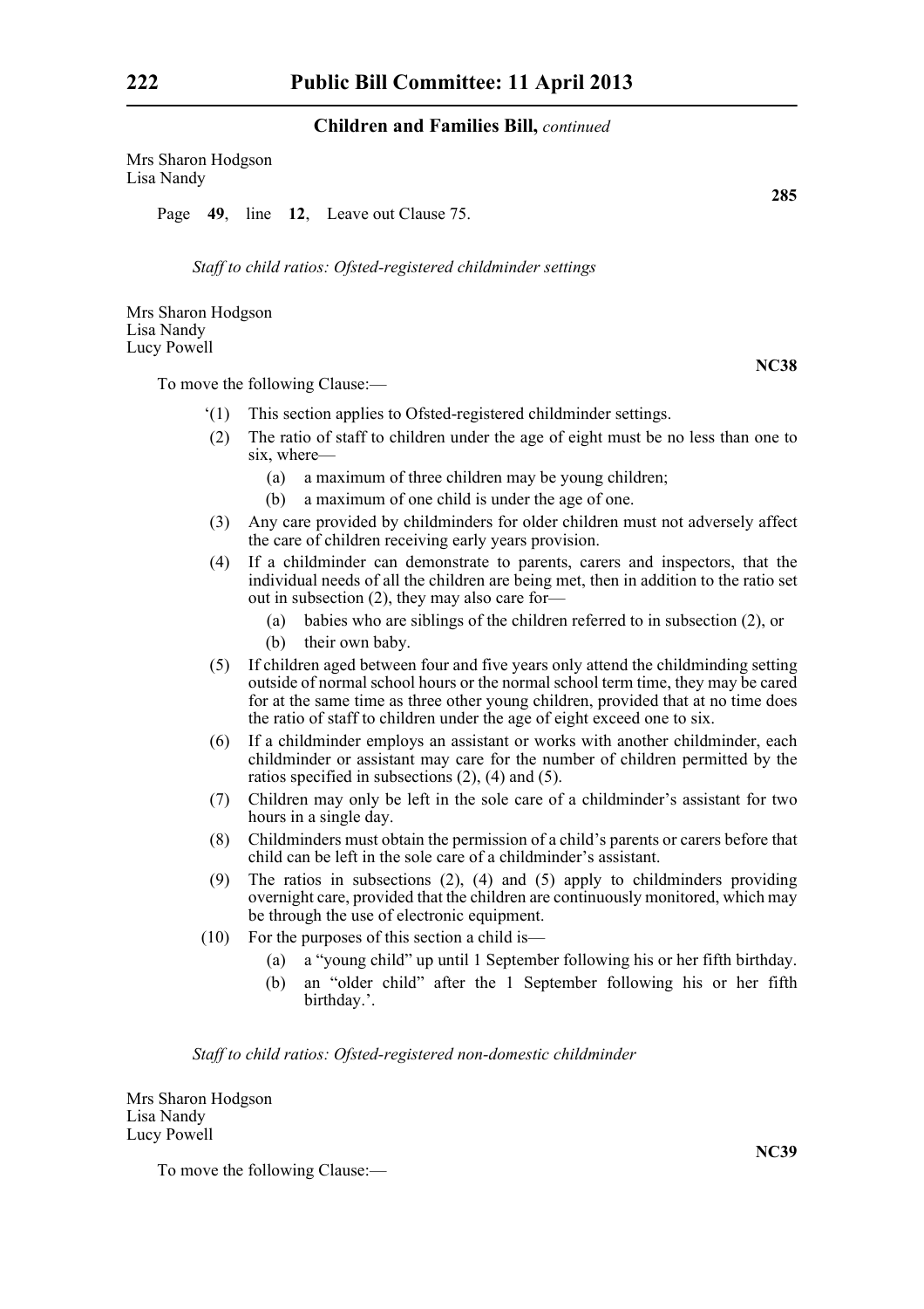Mrs Sharon Hodgson
Lisa Nandy

**285**

Page **49**, line **12**, Leave out Clause 75.

*Staff to child ratios: Ofsted-registered childminder settings*

Mrs Sharon Hodgson
Lisa Nandy
Lucy Powell

**NC38**

To move the following Clause:—

'(1) This section applies to Ofsted-registered childminder settings.

(2) The ratio of staff to children under the age of eight must be no less than one to six, where—

(a) a maximum of three children may be young children;

(b) a maximum of one child is under the age of one.

(3) Any care provided by childminders for older children must not adversely affect the care of children receiving early years provision.

(4) If a childminder can demonstrate to parents, carers and inspectors, that the individual needs of all the children are being met, then in addition to the ratio set out in subsection (2), they may also care for—

(a) babies who are siblings of the children referred to in subsection (2), or

(b) their own baby.

(5) If children aged between four and five years only attend the childminding setting outside of normal school hours or the normal school term time, they may be cared for at the same time as three other young children, provided that at no time does the ratio of staff to children under the age of eight exceed one to six.

(6) If a childminder employs an assistant or works with another childminder, each childminder or assistant may care for the number of children permitted by the ratios specified in subsections (2), (4) and (5).

(7) Children may only be left in the sole care of a childminder's assistant for two hours in a single day.

(8) Childminders must obtain the permission of a child's parents or carers before that child can be left in the sole care of a childminder's assistant.

(9) The ratios in subsections (2), (4) and (5) apply to childminders providing overnight care, provided that the children are continuously monitored, which may be through the use of electronic equipment.

(10) For the purposes of this section a child is—

(a) a "young child" up until 1 September following his or her fifth birthday.

(b) an "older child" after the 1 September following his or her fifth birthday.'.

*Staff to child ratios: Ofsted-registered non-domestic childminder*

Mrs Sharon Hodgson
Lisa Nandy
Lucy Powell

**NC39**

To move the following Clause:—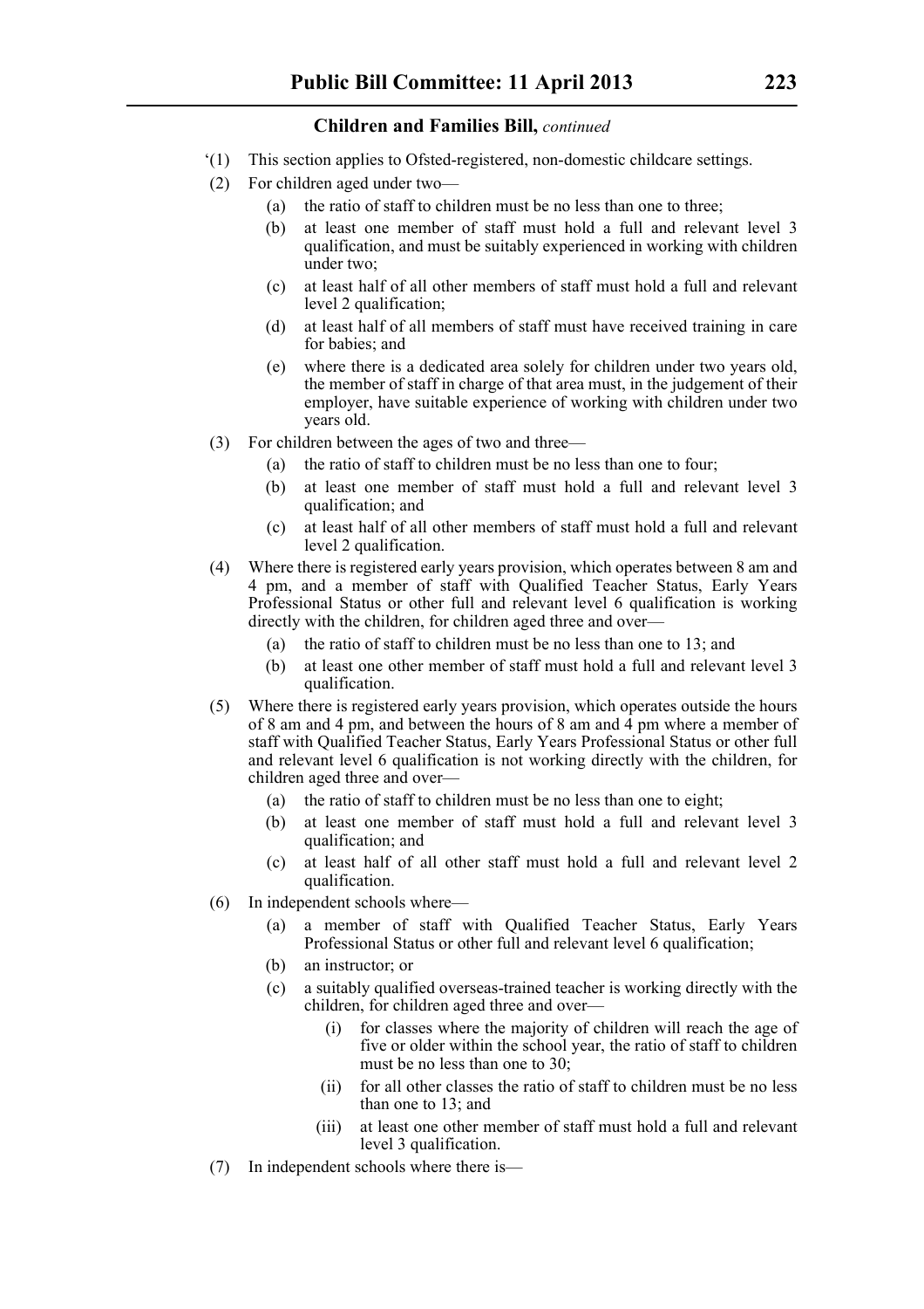**Children and Families Bill,** *continued*

'(1) This section applies to Ofsted-registered, non-domestic childcare settings.

(2) For children aged under two—

(a) the ratio of staff to children must be no less than one to three;

(b) at least one member of staff must hold a full and relevant level 3 qualification, and must be suitably experienced in working with children under two;

(c) at least half of all other members of staff must hold a full and relevant level 2 qualification;

(d) at least half of all members of staff must have received training in care for babies; and

(e) where there is a dedicated area solely for children under two years old, the member of staff in charge of that area must, in the judgement of their employer, have suitable experience of working with children under two years old.

(3) For children between the ages of two and three—

(a) the ratio of staff to children must be no less than one to four;

(b) at least one member of staff must hold a full and relevant level 3 qualification; and

(c) at least half of all other members of staff must hold a full and relevant level 2 qualification.

(4) Where there is registered early years provision, which operates between 8 am and 4 pm, and a member of staff with Qualified Teacher Status, Early Years Professional Status or other full and relevant level 6 qualification is working directly with the children, for children aged three and over—

(a) the ratio of staff to children must be no less than one to 13; and

(b) at least one other member of staff must hold a full and relevant level 3 qualification.

(5) Where there is registered early years provision, which operates outside the hours of 8 am and 4 pm, and between the hours of 8 am and 4 pm where a member of staff with Qualified Teacher Status, Early Years Professional Status or other full and relevant level 6 qualification is not working directly with the children, for children aged three and over—

(a) the ratio of staff to children must be no less than one to eight;

(b) at least one member of staff must hold a full and relevant level 3 qualification; and

(c) at least half of all other staff must hold a full and relevant level 2 qualification.

(6) In independent schools where—

(a) a member of staff with Qualified Teacher Status, Early Years Professional Status or other full and relevant level 6 qualification;

(b) an instructor; or

(c) a suitably qualified overseas-trained teacher is working directly with the children, for children aged three and over—

(i) for classes where the majority of children will reach the age of five or older within the school year, the ratio of staff to children must be no less than one to 30;

(ii) for all other classes the ratio of staff to children must be no less than one to 13; and

(iii) at least one other member of staff must hold a full and relevant level 3 qualification.

(7) In independent schools where there is—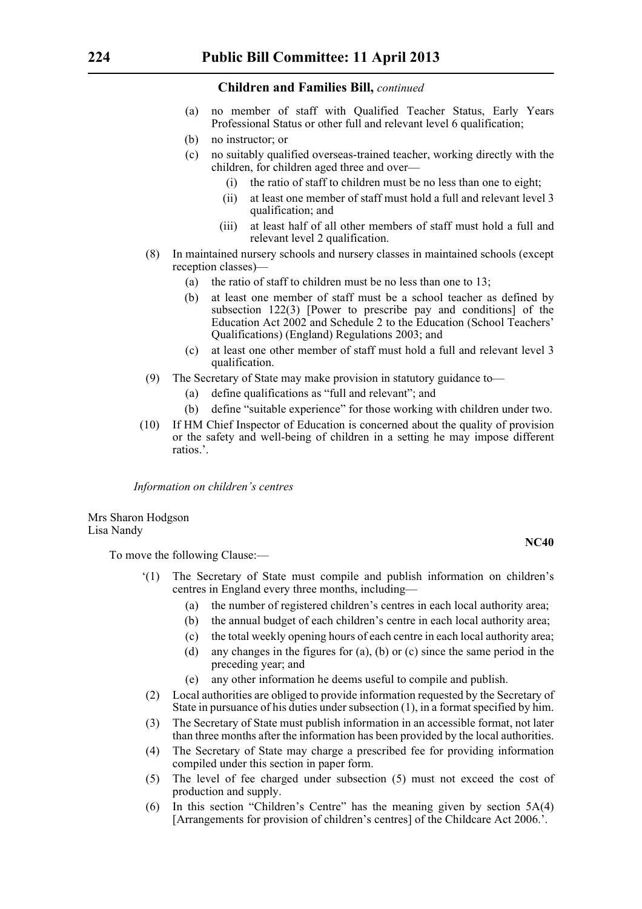**Children and Families Bill,** *continued*

- (a) no member of staff with Qualified Teacher Status, Early Years Professional Status or other full and relevant level 6 qualification;
- (b) no instructor; or
- (c) no suitably qualified overseas-trained teacher, working directly with the children, for children aged three and over—
  - (i) the ratio of staff to children must be no less than one to eight;
  - (ii) at least one member of staff must hold a full and relevant level 3 qualification; and
  - (iii) at least half of all other members of staff must hold a full and relevant level 2 qualification.

(8) In maintained nursery schools and nursery classes in maintained schools (except reception classes)—

- (a) the ratio of staff to children must be no less than one to 13;
- (b) at least one member of staff must be a school teacher as defined by subsection 122(3) [Power to prescribe pay and conditions] of the Education Act 2002 and Schedule 2 to the Education (School Teachers' Qualifications) (England) Regulations 2003; and
- (c) at least one other member of staff must hold a full and relevant level 3 qualification.

(9) The Secretary of State may make provision in statutory guidance to—

- (a) define qualifications as "full and relevant"; and
- (b) define "suitable experience" for those working with children under two.

(10) If HM Chief Inspector of Education is concerned about the quality of provision or the safety and well-being of children in a setting he may impose different ratios.'.

*Information on children's centres*

Mrs Sharon Hodgson
Lisa Nandy

**NC40**

To move the following Clause:—

'(1) The Secretary of State must compile and publish information on children's centres in England every three months, including—

- (a) the number of registered children's centres in each local authority area;
- (b) the annual budget of each children's centre in each local authority area;
- (c) the total weekly opening hours of each centre in each local authority area;
- (d) any changes in the figures for (a), (b) or (c) since the same period in the preceding year; and
- (e) any other information he deems useful to compile and publish.

(2) Local authorities are obliged to provide information requested by the Secretary of State in pursuance of his duties under subsection (1), in a format specified by him.

(3) The Secretary of State must publish information in an accessible format, not later than three months after the information has been provided by the local authorities.

(4) The Secretary of State may charge a prescribed fee for providing information compiled under this section in paper form.

(5) The level of fee charged under subsection (5) must not exceed the cost of production and supply.

(6) In this section "Children's Centre" has the meaning given by section 5A(4) [Arrangements for provision of children's centres] of the Childcare Act 2006.'.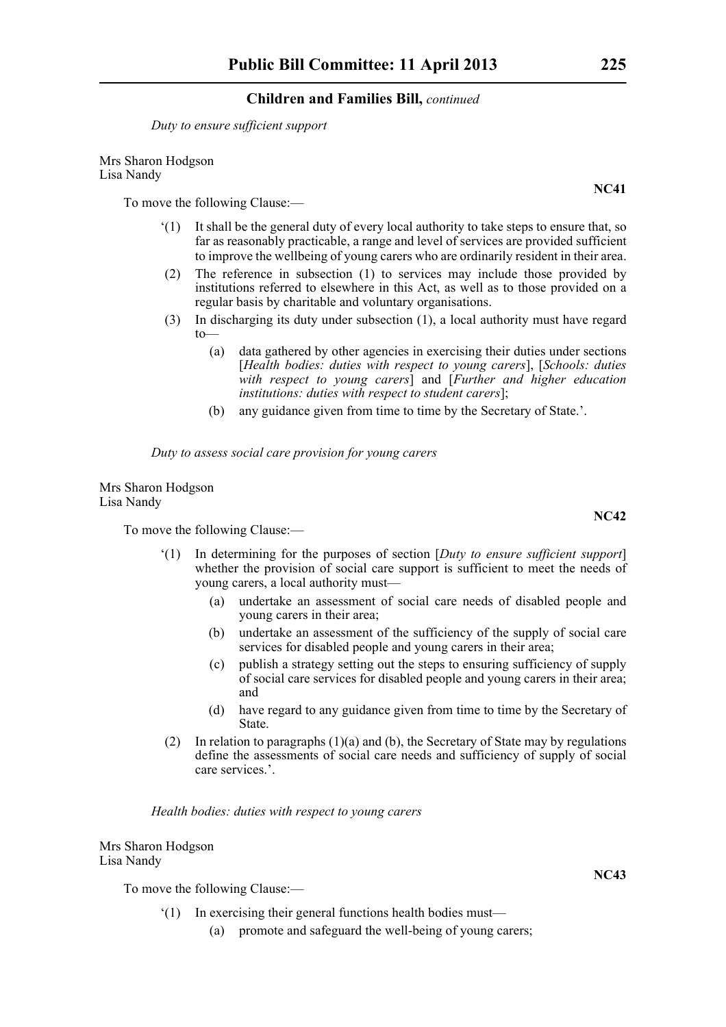*Duty to ensure sufficient support*

Mrs Sharon Hodgson
Lisa Nandy

**NC41**

To move the following Clause:—

‘(1) It shall be the general duty of every local authority to take steps to ensure that, so far as reasonably practicable, a range and level of services are provided sufficient to improve the wellbeing of young carers who are ordinarily resident in their area.

(2) The reference in subsection (1) to services may include those provided by institutions referred to elsewhere in this Act, as well as to those provided on a regular basis by charitable and voluntary organisations.

(3) In discharging its duty under subsection (1), a local authority must have regard to—

(a) data gathered by other agencies in exercising their duties under sections [*Health bodies: duties with respect to young carers*], [*Schools: duties with respect to young carers*] and [*Further and higher education institutions: duties with respect to student carers*];

(b) any guidance given from time to time by the Secretary of State.’.

*Duty to assess social care provision for young carers*

Mrs Sharon Hodgson
Lisa Nandy

**NC42**

To move the following Clause:—

‘(1) In determining for the purposes of section [*Duty to ensure sufficient support*] whether the provision of social care support is sufficient to meet the needs of young carers, a local authority must—

(a) undertake an assessment of social care needs of disabled people and young carers in their area;

(b) undertake an assessment of the sufficiency of the supply of social care services for disabled people and young carers in their area;

(c) publish a strategy setting out the steps to ensuring sufficiency of supply of social care services for disabled people and young carers in their area; and

(d) have regard to any guidance given from time to time by the Secretary of State.

(2) In relation to paragraphs (1)(a) and (b), the Secretary of State may by regulations define the assessments of social care needs and sufficiency of supply of social care services.’.

*Health bodies: duties with respect to young carers*

Mrs Sharon Hodgson
Lisa Nandy

**NC43**

To move the following Clause:—

‘(1) In exercising their general functions health bodies must—

(a) promote and safeguard the well-being of young carers;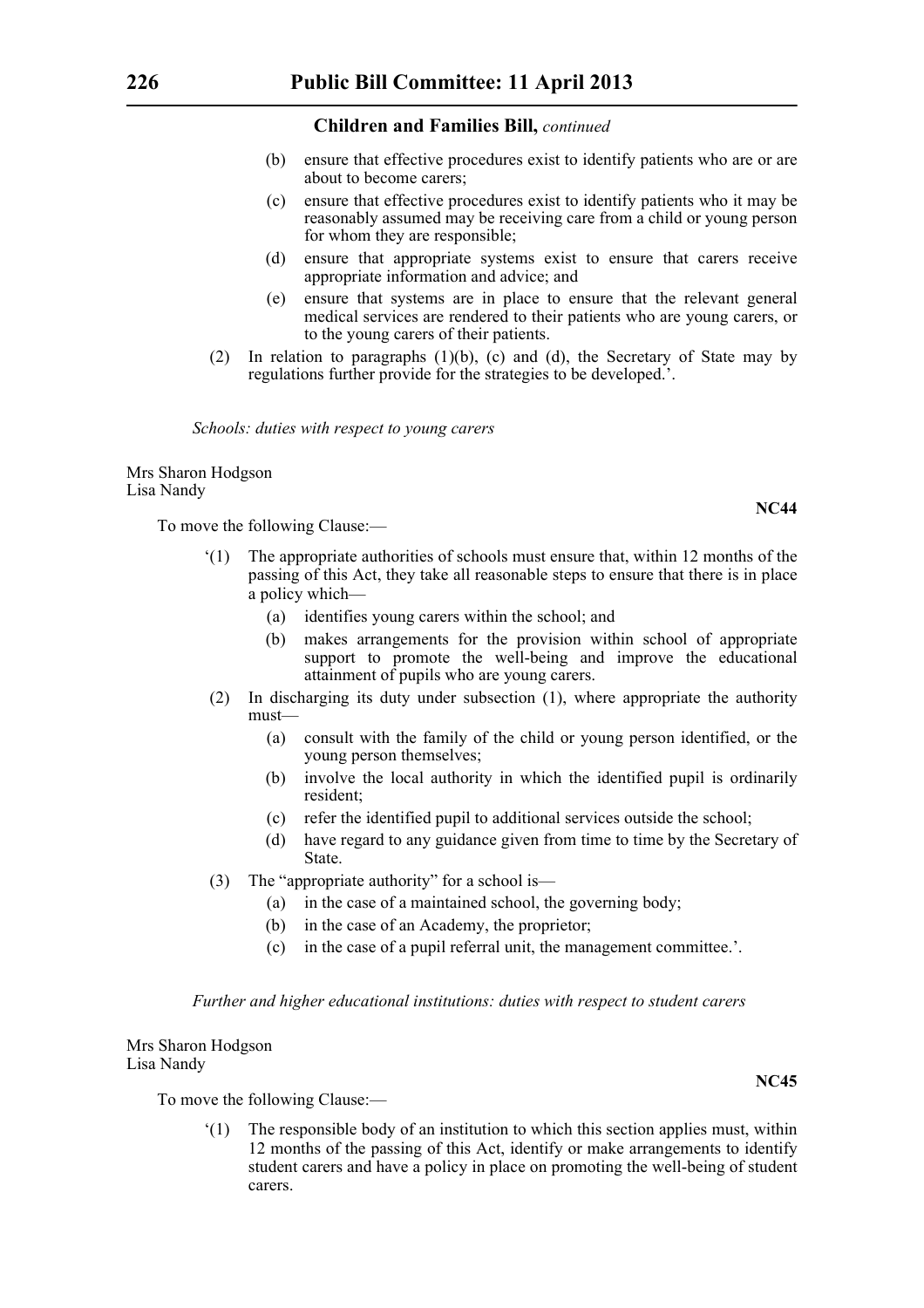(b) ensure that effective procedures exist to identify patients who are or are about to become carers;

(c) ensure that effective procedures exist to identify patients who it may be reasonably assumed may be receiving care from a child or young person for whom they are responsible;

(d) ensure that appropriate systems exist to ensure that carers receive appropriate information and advice; and

(e) ensure that systems are in place to ensure that the relevant general medical services are rendered to their patients who are young carers, or to the young carers of their patients.

(2) In relation to paragraphs (1)(b), (c) and (d), the Secretary of State may by regulations further provide for the strategies to be developed.'.

*Schools: duties with respect to young carers*

Mrs Sharon Hodgson
Lisa Nandy

**NC44**

To move the following Clause:—

'(1) The appropriate authorities of schools must ensure that, within 12 months of the passing of this Act, they take all reasonable steps to ensure that there is in place a policy which—

(a) identifies young carers within the school; and

(b) makes arrangements for the provision within school of appropriate support to promote the well-being and improve the educational attainment of pupils who are young carers.

(2) In discharging its duty under subsection (1), where appropriate the authority must—

(a) consult with the family of the child or young person identified, or the young person themselves;

(b) involve the local authority in which the identified pupil is ordinarily resident;

(c) refer the identified pupil to additional services outside the school;

(d) have regard to any guidance given from time to time by the Secretary of State.

(3) The "appropriate authority" for a school is—

(a) in the case of a maintained school, the governing body;

(b) in the case of an Academy, the proprietor;

(c) in the case of a pupil referral unit, the management committee.'.

*Further and higher educational institutions: duties with respect to student carers*

Mrs Sharon Hodgson
Lisa Nandy

**NC45**

To move the following Clause:—

'(1) The responsible body of an institution to which this section applies must, within 12 months of the passing of this Act, identify or make arrangements to identify student carers and have a policy in place on promoting the well-being of student carers.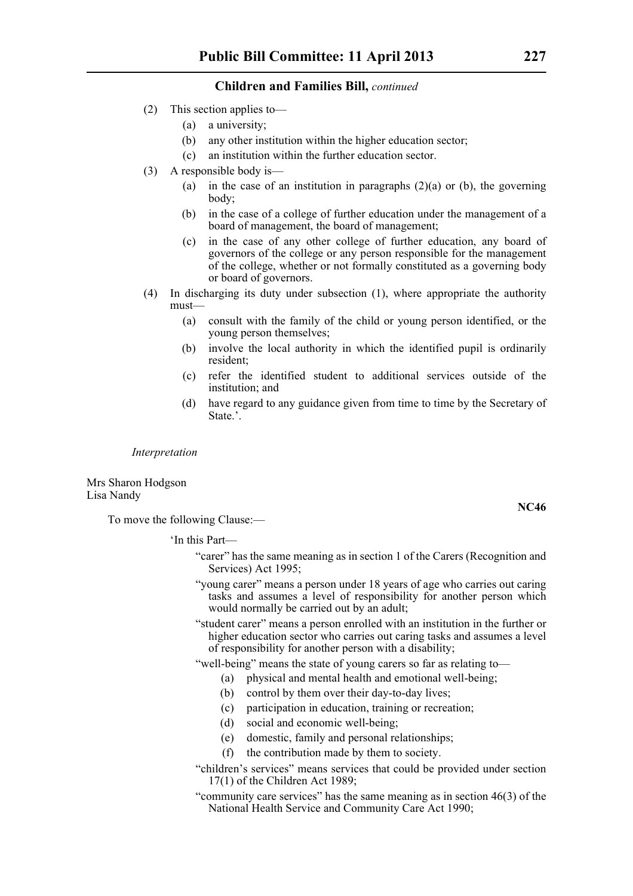(2) This section applies to—

  (a) a university;

  (b) any other institution within the higher education sector;

  (c) an institution within the further education sector.

(3) A responsible body is—

  (a) in the case of an institution in paragraphs (2)(a) or (b), the governing body;

  (b) in the case of a college of further education under the management of a board of management, the board of management;

  (c) in the case of any other college of further education, any board of governors of the college or any person responsible for the management of the college, whether or not formally constituted as a governing body or board of governors.

(4) In discharging its duty under subsection (1), where appropriate the authority must—

  (a) consult with the family of the child or young person identified, or the young person themselves;

  (b) involve the local authority in which the identified pupil is ordinarily resident;

  (c) refer the identified student to additional services outside of the institution; and

  (d) have regard to any guidance given from time to time by the Secretary of State.'.

*Interpretation*

Mrs Sharon Hodgson
Lisa Nandy

**NC46**

To move the following Clause:—

'In this Part—

"carer" has the same meaning as in section 1 of the Carers (Recognition and Services) Act 1995;

"young carer" means a person under 18 years of age who carries out caring tasks and assumes a level of responsibility for another person which would normally be carried out by an adult;

"student carer" means a person enrolled with an institution in the further or higher education sector who carries out caring tasks and assumes a level of responsibility for another person with a disability;

"well-being" means the state of young carers so far as relating to—

  (a) physical and mental health and emotional well-being;

  (b) control by them over their day-to-day lives;

  (c) participation in education, training or recreation;

  (d) social and economic well-being;

  (e) domestic, family and personal relationships;

  (f) the contribution made by them to society.

"children's services" means services that could be provided under section 17(1) of the Children Act 1989;

"community care services" has the same meaning as in section 46(3) of the National Health Service and Community Care Act 1990;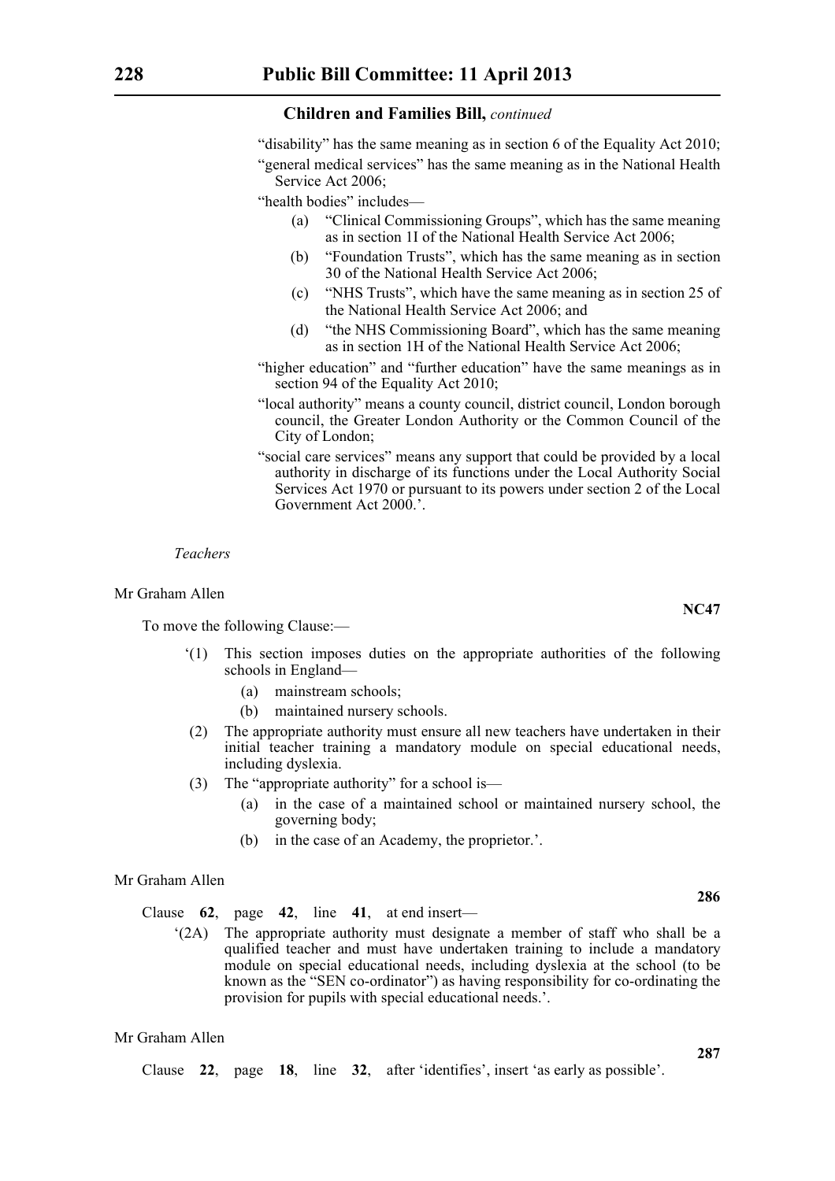"disability" has the same meaning as in section 6 of the Equality Act 2010;

"general medical services" has the same meaning as in the National Health Service Act 2006;

"health bodies" includes—

- (a) "Clinical Commissioning Groups", which has the same meaning as in section 1I of the National Health Service Act 2006;
- (b) "Foundation Trusts", which has the same meaning as in section 30 of the National Health Service Act 2006;
- (c) "NHS Trusts", which have the same meaning as in section 25 of the National Health Service Act 2006; and
- (d) "the NHS Commissioning Board", which has the same meaning as in section 1H of the National Health Service Act 2006;

"higher education" and "further education" have the same meanings as in section 94 of the Equality Act 2010;

"local authority" means a county council, district council, London borough council, the Greater London Authority or the Common Council of the City of London;

"social care services" means any support that could be provided by a local authority in discharge of its functions under the Local Authority Social Services Act 1970 or pursuant to its powers under section 2 of the Local Government Act 2000.'.

*Teachers*

Mr Graham Allen

**NC47**

To move the following Clause:—

'(1) This section imposes duties on the appropriate authorities of the following schools in England—

- (a) mainstream schools;
- (b) maintained nursery schools.

(2) The appropriate authority must ensure all new teachers have undertaken in their initial teacher training a mandatory module on special educational needs, including dyslexia.

(3) The "appropriate authority" for a school is—

- (a) in the case of a maintained school or maintained nursery school, the governing body;
- (b) in the case of an Academy, the proprietor.'.

Mr Graham Allen

**286**

Clause **62**, page **42**, line **41**, at end insert—

'(2A) The appropriate authority must designate a member of staff who shall be a qualified teacher and must have undertaken training to include a mandatory module on special educational needs, including dyslexia at the school (to be known as the "SEN co-ordinator") as having responsibility for co-ordinating the provision for pupils with special educational needs.'.

Mr Graham Allen

**287**

Clause **22**, page **18**, line **32**, after 'identifies', insert 'as early as possible'.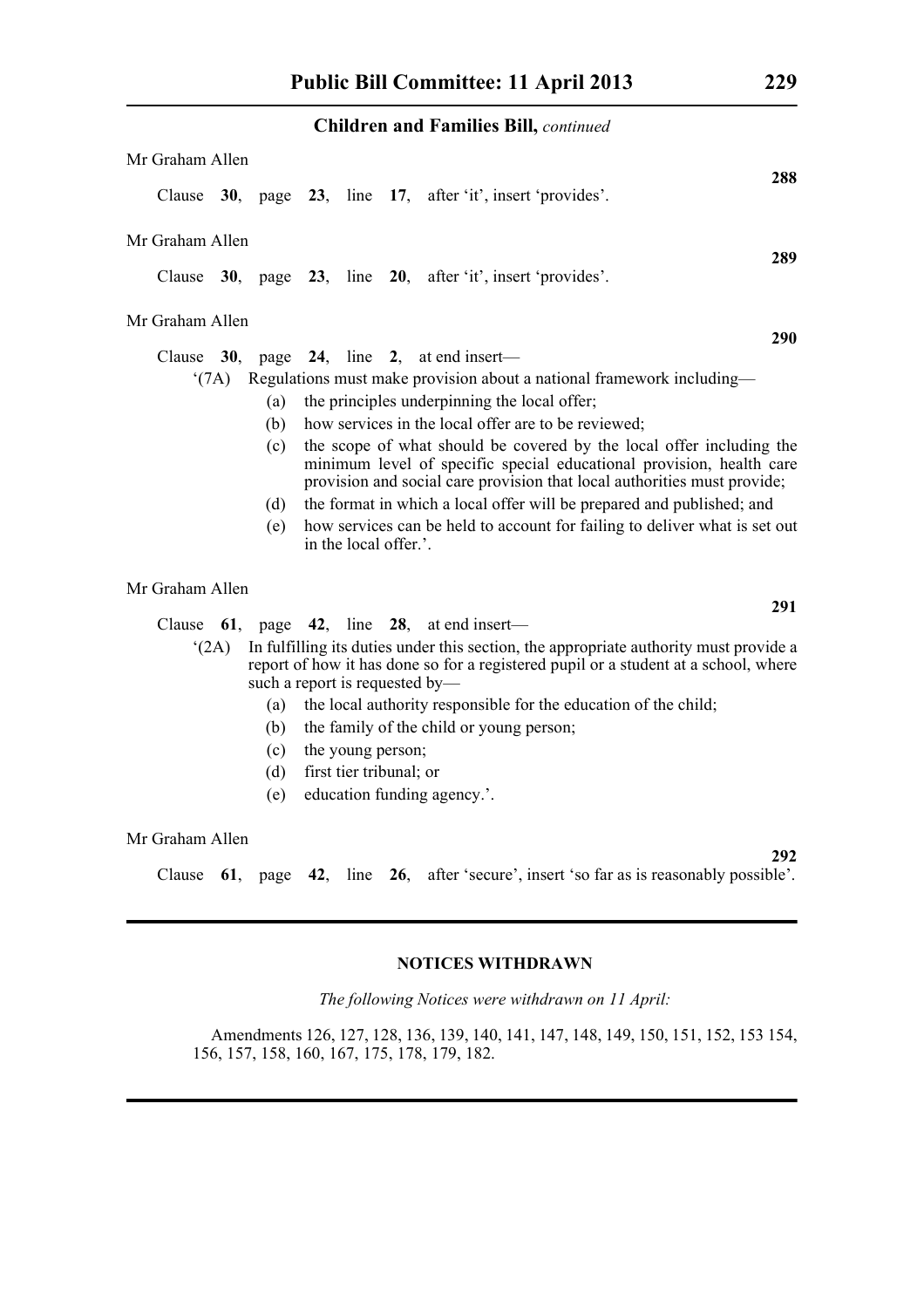**Children and Families Bill,** *continued*

Mr Graham Allen

**288**

Clause **30**, page **23**, line **17**, after 'it', insert 'provides'.

Mr Graham Allen

**289**

Clause **30**, page **23**, line **20**, after 'it', insert 'provides'.

Mr Graham Allen

**290**

Clause **30**, page **24**, line **2**, at end insert—

'(7A) Regulations must make provision about a national framework including—

(a) the principles underpinning the local offer;

(b) how services in the local offer are to be reviewed;

(c) the scope of what should be covered by the local offer including the minimum level of specific special educational provision, health care provision and social care provision that local authorities must provide;

(d) the format in which a local offer will be prepared and published; and

(e) how services can be held to account for failing to deliver what is set out in the local offer.'.

Mr Graham Allen

**291**

Clause **61**, page **42**, line **28**, at end insert—

'(2A) In fulfilling its duties under this section, the appropriate authority must provide a report of how it has done so for a registered pupil or a student at a school, where such a report is requested by—

(a) the local authority responsible for the education of the child;

(b) the family of the child or young person;

(c) the young person;

(d) first tier tribunal; or

(e) education funding agency.'.

Mr Graham Allen

**292**

Clause **61**, page **42**, line **26**, after 'secure', insert 'so far as is reasonably possible'.

---

**NOTICES WITHDRAWN**

*The following Notices were withdrawn on 11 April:*

Amendments 126, 127, 128, 136, 139, 140, 141, 147, 148, 149, 150, 151, 152, 153 154, 156, 157, 158, 160, 167, 175, 178, 179, 182.